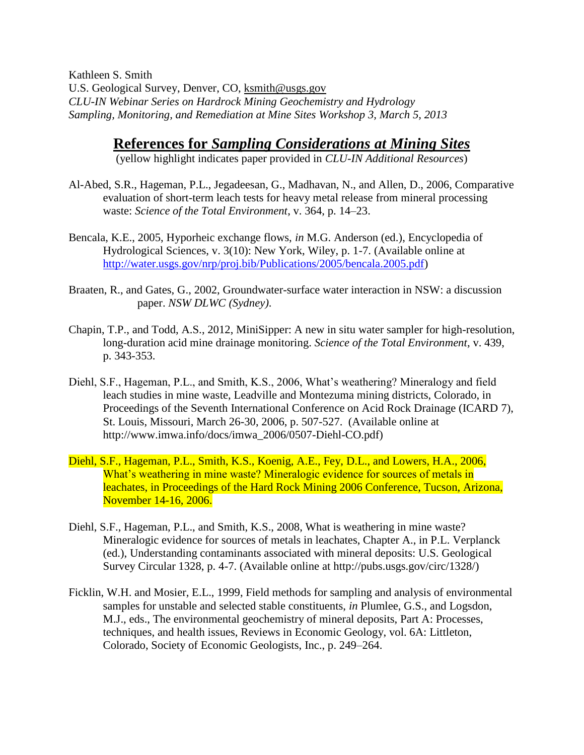Kathleen S. Smith  
U.S. Geological Survey, Denver, CO, ksmith@usgs.gov  
*CLU-IN Webinar Series on Hardrock Mining Geochemistry and Hydrology*  
*Sampling, Monitoring, and Remediation at Mine Sites Workshop 3, March 5, 2013*

# References for *Sampling Considerations at Mining Sites*

(yellow highlight indicates paper provided in *CLU-IN Additional Resources*)

Al-Abed, S.R., Hageman, P.L., Jegadeesan, G., Madhavan, N., and Allen, D., 2006, Comparative evaluation of short-term leach tests for heavy metal release from mineral processing waste: *Science of the Total Environment*, v. 364, p. 14–23.

Bencala, K.E., 2005, Hyporheic exchange flows, *in* M.G. Anderson (ed.), Encyclopedia of Hydrological Sciences, v. 3(10): New York, Wiley, p. 1-7. (Available online at http://water.usgs.gov/nrp/proj.bib/Publications/2005/bencala.2005.pdf)

Braaten, R., and Gates, G., 2002, Groundwater-surface water interaction in NSW: a discussion paper. *NSW DLWC (Sydney).*

Chapin, T.P., and Todd, A.S., 2012, MiniSipper: A new in situ water sampler for high-resolution, long-duration acid mine drainage monitoring. *Science of the Total Environment*, v. 439, p. 343-353.

Diehl, S.F., Hageman, P.L., and Smith, K.S., 2006, What's weathering? Mineralogy and field leach studies in mine waste, Leadville and Montezuma mining districts, Colorado, in Proceedings of the Seventh International Conference on Acid Rock Drainage (ICARD 7), St. Louis, Missouri, March 26-30, 2006, p. 507-527. (Available online at http://www.imwa.info/docs/imwa_2006/0507-Diehl-CO.pdf)

Diehl, S.F., Hageman, P.L., Smith, K.S., Koenig, A.E., Fey, D.L., and Lowers, H.A., 2006, What's weathering in mine waste? Mineralogic evidence for sources of metals in leachates, in Proceedings of the Hard Rock Mining 2006 Conference, Tucson, Arizona, November 14-16, 2006.

Diehl, S.F., Hageman, P.L., and Smith, K.S., 2008, What is weathering in mine waste? Mineralogic evidence for sources of metals in leachates, Chapter A., in P.L. Verplanck (ed.), Understanding contaminants associated with mineral deposits: U.S. Geological Survey Circular 1328, p. 4-7. (Available online at http://pubs.usgs.gov/circ/1328/)

Ficklin, W.H. and Mosier, E.L., 1999, Field methods for sampling and analysis of environmental samples for unstable and selected stable constituents, *in* Plumlee, G.S., and Logsdon, M.J., eds., The environmental geochemistry of mineral deposits, Part A: Processes, techniques, and health issues, Reviews in Economic Geology, vol. 6A: Littleton, Colorado, Society of Economic Geologists, Inc., p. 249–264.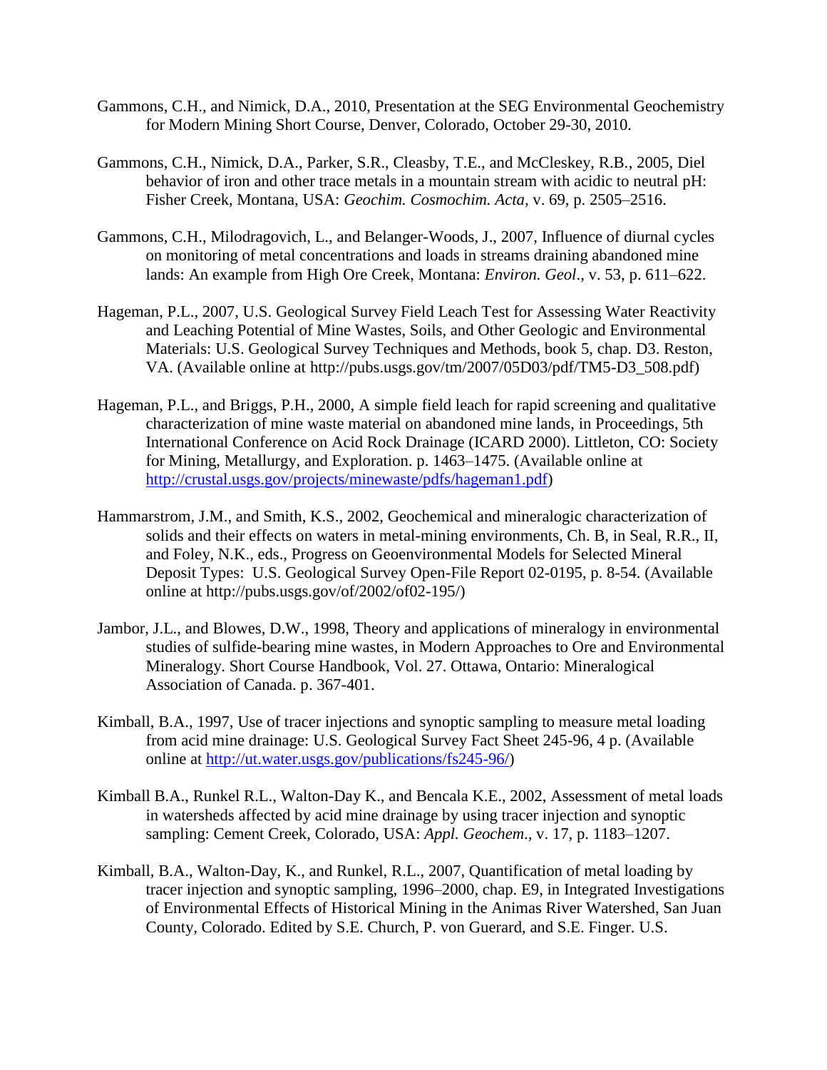Gammons, C.H., and Nimick, D.A., 2010, Presentation at the SEG Environmental Geochemistry for Modern Mining Short Course, Denver, Colorado, October 29-30, 2010.

Gammons, C.H., Nimick, D.A., Parker, S.R., Cleasby, T.E., and McCleskey, R.B., 2005, Diel behavior of iron and other trace metals in a mountain stream with acidic to neutral pH: Fisher Creek, Montana, USA: *Geochim. Cosmochim. Acta*, v. 69, p. 2505–2516.

Gammons, C.H., Milodragovich, L., and Belanger-Woods, J., 2007, Influence of diurnal cycles on monitoring of metal concentrations and loads in streams draining abandoned mine lands: An example from High Ore Creek, Montana: *Environ. Geol*., v. 53, p. 611–622.

Hageman, P.L., 2007, U.S. Geological Survey Field Leach Test for Assessing Water Reactivity and Leaching Potential of Mine Wastes, Soils, and Other Geologic and Environmental Materials: U.S. Geological Survey Techniques and Methods, book 5, chap. D3. Reston, VA. (Available online at http://pubs.usgs.gov/tm/2007/05D03/pdf/TM5-D3_508.pdf)

Hageman, P.L., and Briggs, P.H., 2000, A simple field leach for rapid screening and qualitative characterization of mine waste material on abandoned mine lands, in Proceedings, 5th International Conference on Acid Rock Drainage (ICARD 2000). Littleton, CO: Society for Mining, Metallurgy, and Exploration. p. 1463–1475. (Available online at http://crustal.usgs.gov/projects/minewaste/pdfs/hageman1.pdf)

Hammarstrom, J.M., and Smith, K.S., 2002, Geochemical and mineralogic characterization of solids and their effects on waters in metal-mining environments, Ch. B, in Seal, R.R., II, and Foley, N.K., eds., Progress on Geoenvironmental Models for Selected Mineral Deposit Types: U.S. Geological Survey Open-File Report 02-0195, p. 8-54. (Available online at http://pubs.usgs.gov/of/2002/of02-195/)

Jambor, J.L., and Blowes, D.W., 1998, Theory and applications of mineralogy in environmental studies of sulfide-bearing mine wastes, in Modern Approaches to Ore and Environmental Mineralogy. Short Course Handbook, Vol. 27. Ottawa, Ontario: Mineralogical Association of Canada. p. 367-401.

Kimball, B.A., 1997, Use of tracer injections and synoptic sampling to measure metal loading from acid mine drainage: U.S. Geological Survey Fact Sheet 245-96, 4 p. (Available online at http://ut.water.usgs.gov/publications/fs245-96/)

Kimball B.A., Runkel R.L., Walton-Day K., and Bencala K.E., 2002, Assessment of metal loads in watersheds affected by acid mine drainage by using tracer injection and synoptic sampling: Cement Creek, Colorado, USA: *Appl. Geochem*., v. 17, p. 1183–1207.

Kimball, B.A., Walton-Day, K., and Runkel, R.L., 2007, Quantification of metal loading by tracer injection and synoptic sampling, 1996–2000, chap. E9, in Integrated Investigations of Environmental Effects of Historical Mining in the Animas River Watershed, San Juan County, Colorado. Edited by S.E. Church, P. von Guerard, and S.E. Finger. U.S.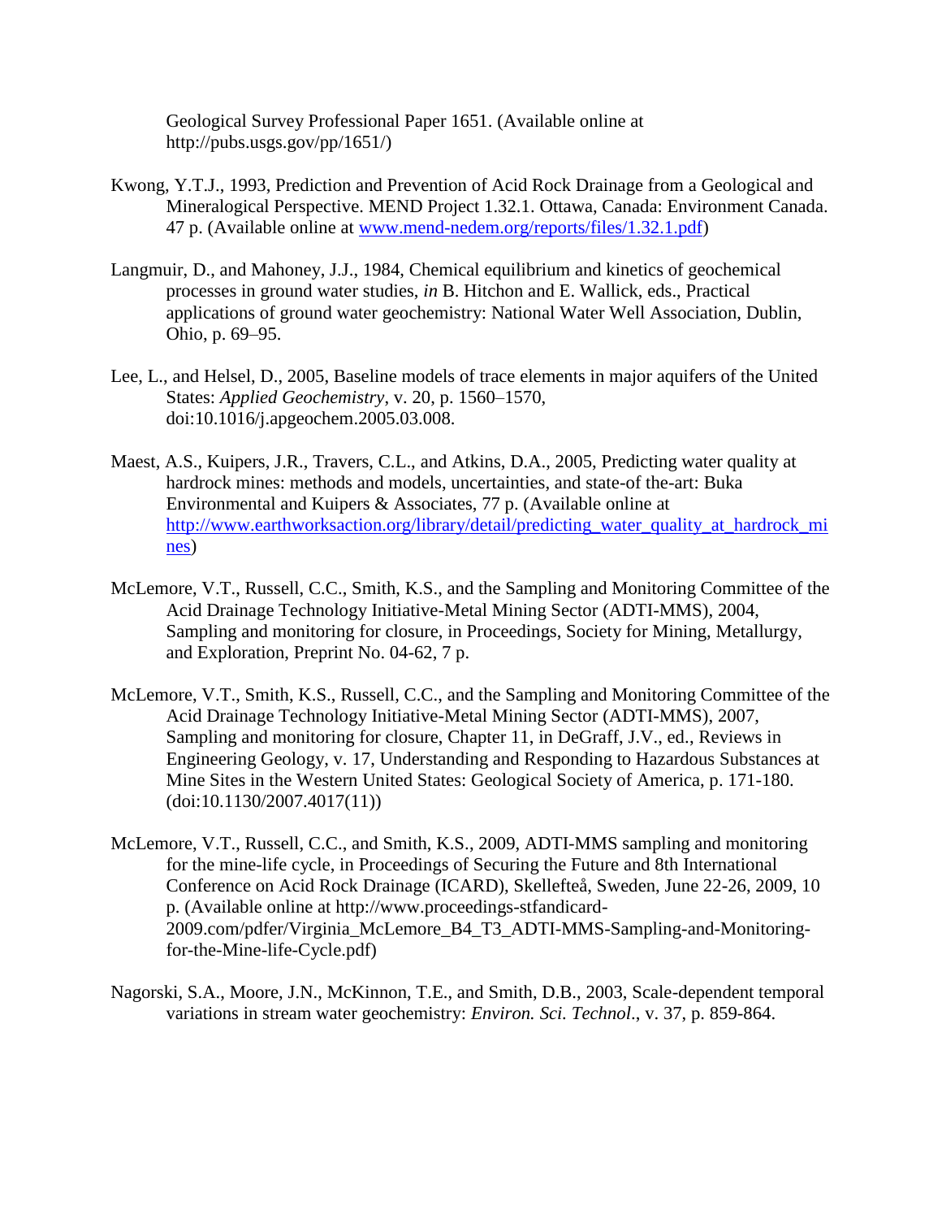Geological Survey Professional Paper 1651. (Available online at http://pubs.usgs.gov/pp/1651/)

Kwong, Y.T.J., 1993, Prediction and Prevention of Acid Rock Drainage from a Geological and Mineralogical Perspective. MEND Project 1.32.1. Ottawa, Canada: Environment Canada. 47 p. (Available online at [www.mend-nedem.org/reports/files/1.32.1.pdf](www.mend-nedem.org/reports/files/1.32.1.pdf))

Langmuir, D., and Mahoney, J.J., 1984, Chemical equilibrium and kinetics of geochemical processes in ground water studies, *in* B. Hitchon and E. Wallick, eds., Practical applications of ground water geochemistry: National Water Well Association, Dublin, Ohio, p. 69–95.

Lee, L., and Helsel, D., 2005, Baseline models of trace elements in major aquifers of the United States: *Applied Geochemistry*, v. 20, p. 1560–1570, doi:10.1016/j.apgeochem.2005.03.008.

Maest, A.S., Kuipers, J.R., Travers, C.L., and Atkins, D.A., 2005, Predicting water quality at hardrock mines: methods and models, uncertainties, and state-of the-art: Buka Environmental and Kuipers & Associates, 77 p. (Available online at [http://www.earthworksaction.org/library/detail/predicting_water_quality_at_hardrock_mines](http://www.earthworksaction.org/library/detail/predicting_water_quality_at_hardrock_mines))

McLemore, V.T., Russell, C.C., Smith, K.S., and the Sampling and Monitoring Committee of the Acid Drainage Technology Initiative-Metal Mining Sector (ADTI-MMS), 2004, Sampling and monitoring for closure, in Proceedings, Society for Mining, Metallurgy, and Exploration, Preprint No. 04-62, 7 p.

McLemore, V.T., Smith, K.S., Russell, C.C., and the Sampling and Monitoring Committee of the Acid Drainage Technology Initiative-Metal Mining Sector (ADTI-MMS), 2007, Sampling and monitoring for closure, Chapter 11, in DeGraff, J.V., ed., Reviews in Engineering Geology, v. 17, Understanding and Responding to Hazardous Substances at Mine Sites in the Western United States: Geological Society of America, p. 171-180. (doi:10.1130/2007.4017(11))

McLemore, V.T., Russell, C.C., and Smith, K.S., 2009, ADTI-MMS sampling and monitoring for the mine-life cycle, in Proceedings of Securing the Future and 8th International Conference on Acid Rock Drainage (ICARD), Skellefteå, Sweden, June 22-26, 2009, 10 p. (Available online at http://www.proceedings-stfandicard-2009.com/pdfer/Virginia_McLemore_B4_T3_ADTI-MMS-Sampling-and-Monitoring-for-the-Mine-life-Cycle.pdf)

Nagorski, S.A., Moore, J.N., McKinnon, T.E., and Smith, D.B., 2003, Scale-dependent temporal variations in stream water geochemistry: *Environ. Sci. Technol*., v. 37, p. 859-864.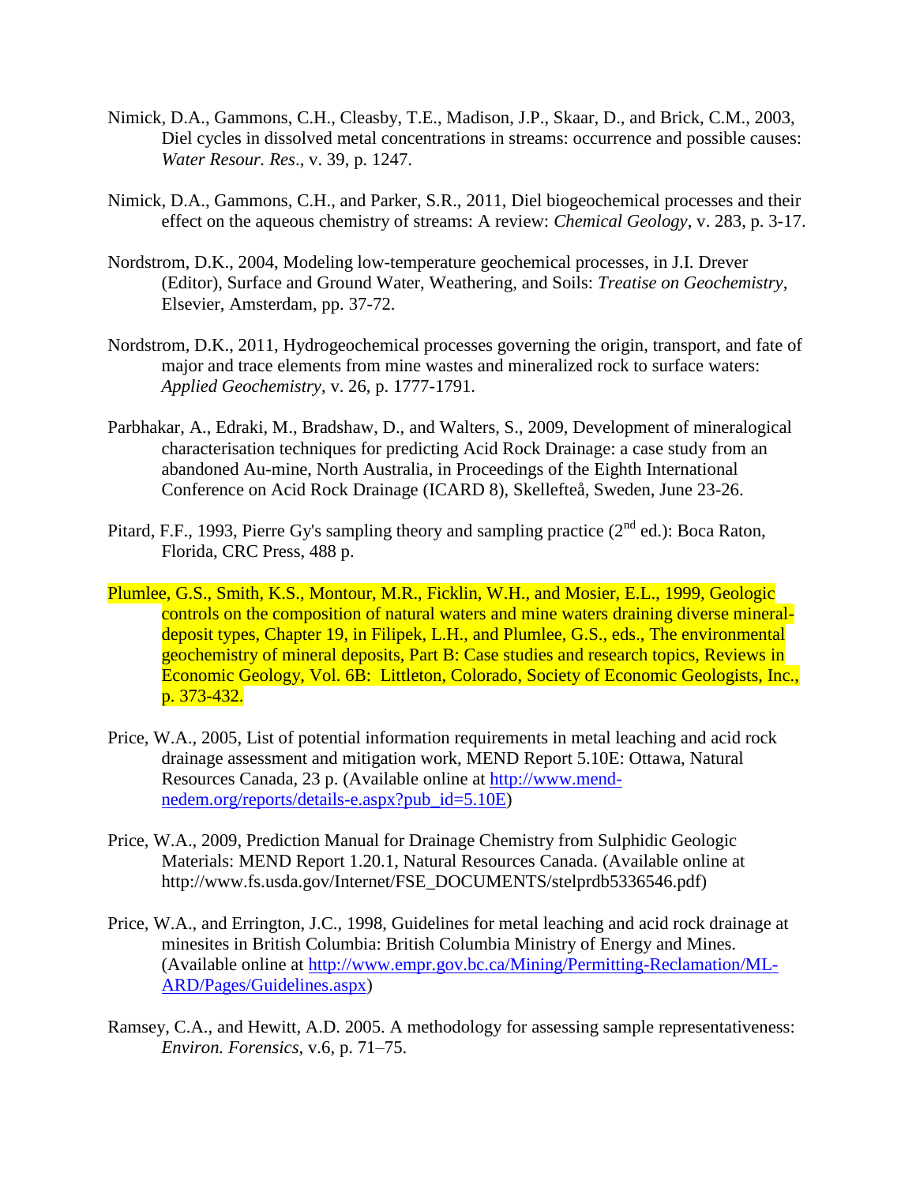Nimick, D.A., Gammons, C.H., Cleasby, T.E., Madison, J.P., Skaar, D., and Brick, C.M., 2003, Diel cycles in dissolved metal concentrations in streams: occurrence and possible causes: *Water Resour. Res*., v. 39, p. 1247.

Nimick, D.A., Gammons, C.H., and Parker, S.R., 2011, Diel biogeochemical processes and their effect on the aqueous chemistry of streams: A review: *Chemical Geology*, v. 283, p. 3-17.

Nordstrom, D.K., 2004, Modeling low-temperature geochemical processes, in J.I. Drever (Editor), Surface and Ground Water, Weathering, and Soils: *Treatise on Geochemistry*, Elsevier, Amsterdam, pp. 37-72.

Nordstrom, D.K., 2011, Hydrogeochemical processes governing the origin, transport, and fate of major and trace elements from mine wastes and mineralized rock to surface waters: *Applied Geochemistry*, v. 26, p. 1777-1791.

Parbhakar, A., Edraki, M., Bradshaw, D., and Walters, S., 2009, Development of mineralogical characterisation techniques for predicting Acid Rock Drainage: a case study from an abandoned Au-mine, North Australia, in Proceedings of the Eighth International Conference on Acid Rock Drainage (ICARD 8), Skellefteå, Sweden, June 23-26.

Pitard, F.F., 1993, Pierre Gy's sampling theory and sampling practice (2nd ed.): Boca Raton, Florida, CRC Press, 488 p.

Plumlee, G.S., Smith, K.S., Montour, M.R., Ficklin, W.H., and Mosier, E.L., 1999, Geologic controls on the composition of natural waters and mine waters draining diverse mineral-deposit types, Chapter 19, in Filipek, L.H., and Plumlee, G.S., eds., The environmental geochemistry of mineral deposits, Part B: Case studies and research topics, Reviews in Economic Geology, Vol. 6B: Littleton, Colorado, Society of Economic Geologists, Inc., p. 373-432.

Price, W.A., 2005, List of potential information requirements in metal leaching and acid rock drainage assessment and mitigation work, MEND Report 5.10E: Ottawa, Natural Resources Canada, 23 p. (Available online at http://www.mend-nedem.org/reports/details-e.aspx?pub_id=5.10E)

Price, W.A., 2009, Prediction Manual for Drainage Chemistry from Sulphidic Geologic Materials: MEND Report 1.20.1, Natural Resources Canada. (Available online at http://www.fs.usda.gov/Internet/FSE_DOCUMENTS/stelprdb5336546.pdf)

Price, W.A., and Errington, J.C., 1998, Guidelines for metal leaching and acid rock drainage at minesites in British Columbia: British Columbia Ministry of Energy and Mines. (Available online at http://www.empr.gov.bc.ca/Mining/Permitting-Reclamation/ML-ARD/Pages/Guidelines.aspx)

Ramsey, C.A., and Hewitt, A.D. 2005. A methodology for assessing sample representativeness: *Environ. Forensics*, v.6, p. 71–75.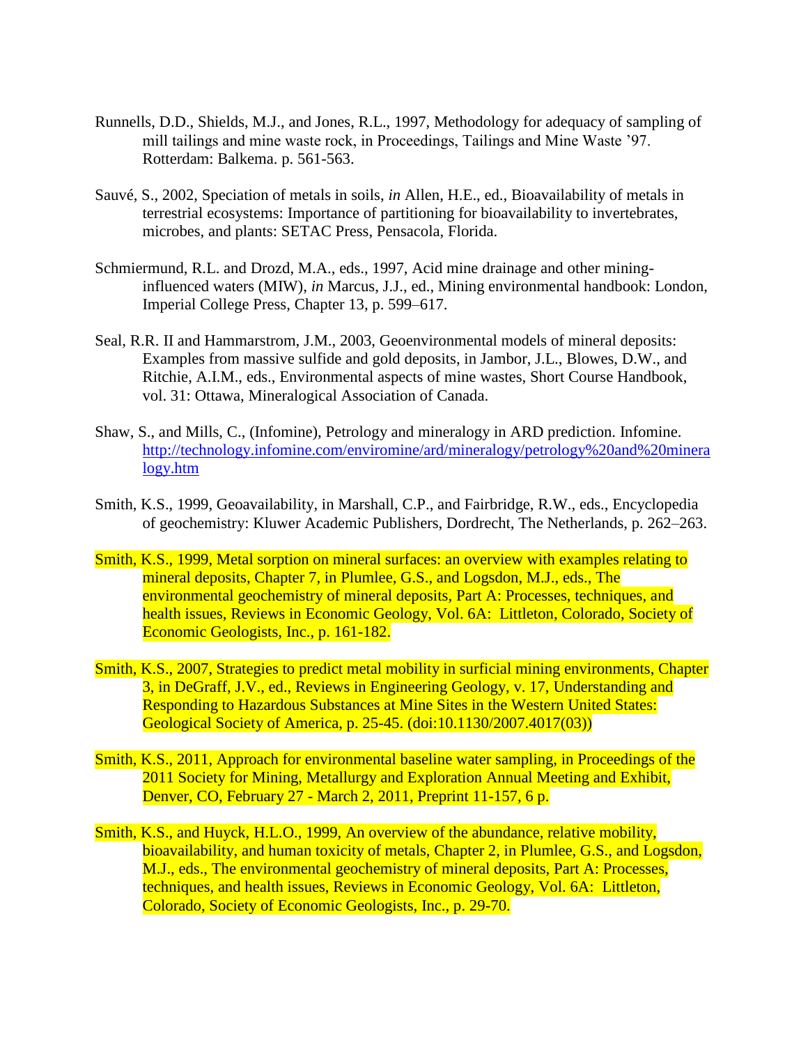Runnells, D.D., Shields, M.J., and Jones, R.L., 1997, Methodology for adequacy of sampling of mill tailings and mine waste rock, in Proceedings, Tailings and Mine Waste '97. Rotterdam: Balkema. p. 561-563.

Sauvé, S., 2002, Speciation of metals in soils, *in* Allen, H.E., ed., Bioavailability of metals in terrestrial ecosystems: Importance of partitioning for bioavailability to invertebrates, microbes, and plants: SETAC Press, Pensacola, Florida.

Schmiermund, R.L. and Drozd, M.A., eds., 1997, Acid mine drainage and other mining-influenced waters (MIW), *in* Marcus, J.J., ed., Mining environmental handbook: London, Imperial College Press, Chapter 13, p. 599–617.

Seal, R.R. II and Hammarstrom, J.M., 2003, Geoenvironmental models of mineral deposits: Examples from massive sulfide and gold deposits, in Jambor, J.L., Blowes, D.W., and Ritchie, A.I.M., eds., Environmental aspects of mine wastes, Short Course Handbook, vol. 31: Ottawa, Mineralogical Association of Canada.

Shaw, S., and Mills, C., (Infomine), Petrology and mineralogy in ARD prediction. Infomine. [http://technology.infomine.com/enviromine/ard/mineralogy/petrology%20and%20mineralogy.htm](http://technology.infomine.com/enviromine/ard/mineralogy/petrology%20and%20mineralogy.htm)

Smith, K.S., 1999, Geoavailability, in Marshall, C.P., and Fairbridge, R.W., eds., Encyclopedia of geochemistry: Kluwer Academic Publishers, Dordrecht, The Netherlands, p. 262–263.

Smith, K.S., 1999, Metal sorption on mineral surfaces: an overview with examples relating to mineral deposits, Chapter 7, in Plumlee, G.S., and Logsdon, M.J., eds., The environmental geochemistry of mineral deposits, Part A: Processes, techniques, and health issues, Reviews in Economic Geology, Vol. 6A: Littleton, Colorado, Society of Economic Geologists, Inc., p. 161-182.

Smith, K.S., 2007, Strategies to predict metal mobility in surficial mining environments, Chapter 3, in DeGraff, J.V., ed., Reviews in Engineering Geology, v. 17, Understanding and Responding to Hazardous Substances at Mine Sites in the Western United States: Geological Society of America, p. 25-45. (doi:10.1130/2007.4017(03))

Smith, K.S., 2011, Approach for environmental baseline water sampling, in Proceedings of the 2011 Society for Mining, Metallurgy and Exploration Annual Meeting and Exhibit, Denver, CO, February 27 - March 2, 2011, Preprint 11-157, 6 p.

Smith, K.S., and Huyck, H.L.O., 1999, An overview of the abundance, relative mobility, bioavailability, and human toxicity of metals, Chapter 2, in Plumlee, G.S., and Logsdon, M.J., eds., The environmental geochemistry of mineral deposits, Part A: Processes, techniques, and health issues, Reviews in Economic Geology, Vol. 6A: Littleton, Colorado, Society of Economic Geologists, Inc., p. 29-70.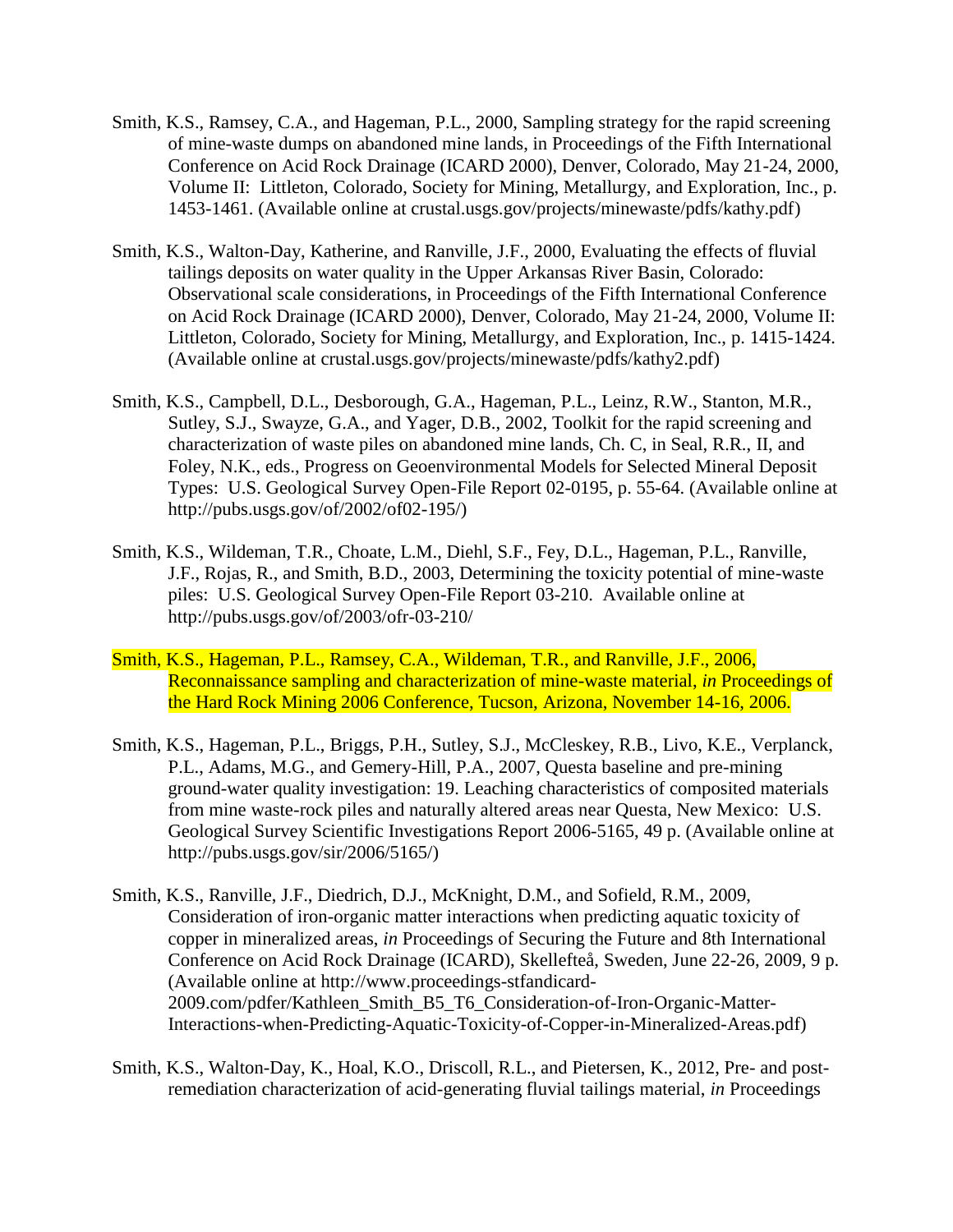Smith, K.S., Ramsey, C.A., and Hageman, P.L., 2000, Sampling strategy for the rapid screening of mine-waste dumps on abandoned mine lands, in Proceedings of the Fifth International Conference on Acid Rock Drainage (ICARD 2000), Denver, Colorado, May 21-24, 2000, Volume II: Littleton, Colorado, Society for Mining, Metallurgy, and Exploration, Inc., p. 1453-1461. (Available online at crustal.usgs.gov/projects/minewaste/pdfs/kathy.pdf)

Smith, K.S., Walton-Day, Katherine, and Ranville, J.F., 2000, Evaluating the effects of fluvial tailings deposits on water quality in the Upper Arkansas River Basin, Colorado: Observational scale considerations, in Proceedings of the Fifth International Conference on Acid Rock Drainage (ICARD 2000), Denver, Colorado, May 21-24, 2000, Volume II: Littleton, Colorado, Society for Mining, Metallurgy, and Exploration, Inc., p. 1415-1424. (Available online at crustal.usgs.gov/projects/minewaste/pdfs/kathy2.pdf)

Smith, K.S., Campbell, D.L., Desborough, G.A., Hageman, P.L., Leinz, R.W., Stanton, M.R., Sutley, S.J., Swayze, G.A., and Yager, D.B., 2002, Toolkit for the rapid screening and characterization of waste piles on abandoned mine lands, Ch. C, in Seal, R.R., II, and Foley, N.K., eds., Progress on Geoenvironmental Models for Selected Mineral Deposit Types: U.S. Geological Survey Open-File Report 02-0195, p. 55-64. (Available online at http://pubs.usgs.gov/of/2002/of02-195/)

Smith, K.S., Wildeman, T.R., Choate, L.M., Diehl, S.F., Fey, D.L., Hageman, P.L., Ranville, J.F., Rojas, R., and Smith, B.D., 2003, Determining the toxicity potential of mine-waste piles: U.S. Geological Survey Open-File Report 03-210. Available online at http://pubs.usgs.gov/of/2003/ofr-03-210/

Smith, K.S., Hageman, P.L., Ramsey, C.A., Wildeman, T.R., and Ranville, J.F., 2006, Reconnaissance sampling and characterization of mine-waste material, *in* Proceedings of the Hard Rock Mining 2006 Conference, Tucson, Arizona, November 14-16, 2006.

Smith, K.S., Hageman, P.L., Briggs, P.H., Sutley, S.J., McCleskey, R.B., Livo, K.E., Verplanck, P.L., Adams, M.G., and Gemery-Hill, P.A., 2007, Questa baseline and pre-mining ground-water quality investigation: 19. Leaching characteristics of composited materials from mine waste-rock piles and naturally altered areas near Questa, New Mexico: U.S. Geological Survey Scientific Investigations Report 2006-5165, 49 p. (Available online at http://pubs.usgs.gov/sir/2006/5165/)

Smith, K.S., Ranville, J.F., Diedrich, D.J., McKnight, D.M., and Sofield, R.M., 2009, Consideration of iron-organic matter interactions when predicting aquatic toxicity of copper in mineralized areas, *in* Proceedings of Securing the Future and 8th International Conference on Acid Rock Drainage (ICARD), Skellefteå, Sweden, June 22-26, 2009, 9 p. (Available online at http://www.proceedings-stfandicard-2009.com/pdfer/Kathleen_Smith_B5_T6_Consideration-of-Iron-Organic-Matter-Interactions-when-Predicting-Aquatic-Toxicity-of-Copper-in-Mineralized-Areas.pdf)

Smith, K.S., Walton-Day, K., Hoal, K.O., Driscoll, R.L., and Pietersen, K., 2012, Pre- and post-remediation characterization of acid-generating fluvial tailings material, *in* Proceedings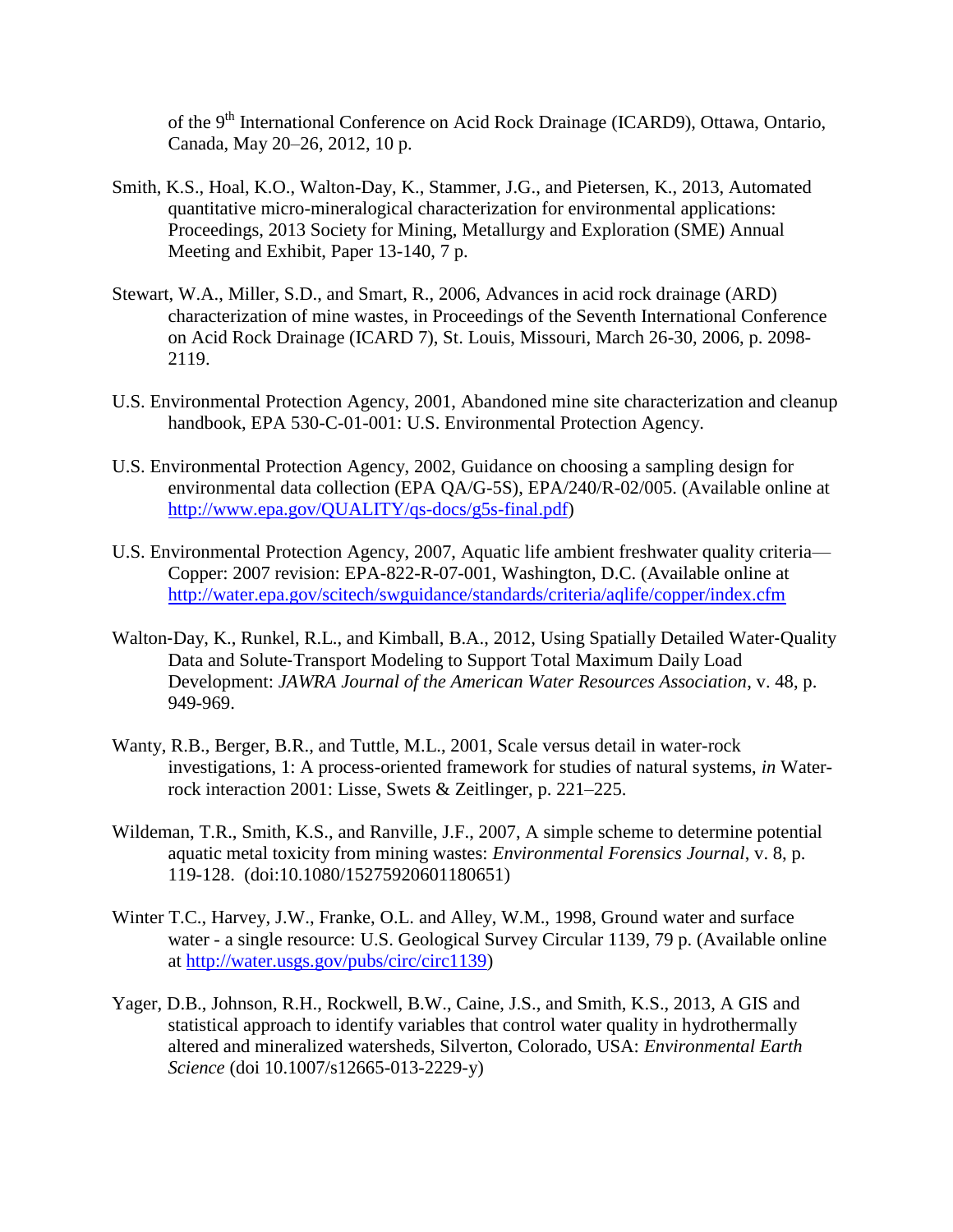of the 9th International Conference on Acid Rock Drainage (ICARD9), Ottawa, Ontario, Canada, May 20–26, 2012, 10 p.

Smith, K.S., Hoal, K.O., Walton-Day, K., Stammer, J.G., and Pietersen, K., 2013, Automated quantitative micro-mineralogical characterization for environmental applications: Proceedings, 2013 Society for Mining, Metallurgy and Exploration (SME) Annual Meeting and Exhibit, Paper 13-140, 7 p.

Stewart, W.A., Miller, S.D., and Smart, R., 2006, Advances in acid rock drainage (ARD) characterization of mine wastes, in Proceedings of the Seventh International Conference on Acid Rock Drainage (ICARD 7), St. Louis, Missouri, March 26-30, 2006, p. 2098-2119.

U.S. Environmental Protection Agency, 2001, Abandoned mine site characterization and cleanup handbook, EPA 530-C-01-001: U.S. Environmental Protection Agency.

U.S. Environmental Protection Agency, 2002, Guidance on choosing a sampling design for environmental data collection (EPA QA/G-5S), EPA/240/R-02/005. (Available online at http://www.epa.gov/QUALITY/qs-docs/g5s-final.pdf)

U.S. Environmental Protection Agency, 2007, Aquatic life ambient freshwater quality criteria—Copper: 2007 revision: EPA-822-R-07-001, Washington, D.C. (Available online at http://water.epa.gov/scitech/swguidance/standards/criteria/aqlife/copper/index.cfm

Walton-Day, K., Runkel, R.L., and Kimball, B.A., 2012, Using Spatially Detailed Water-Quality Data and Solute-Transport Modeling to Support Total Maximum Daily Load Development: *JAWRA Journal of the American Water Resources Association*, v. 48, p. 949-969.

Wanty, R.B., Berger, B.R., and Tuttle, M.L., 2001, Scale versus detail in water-rock investigations, 1: A process-oriented framework for studies of natural systems, *in* Water-rock interaction 2001: Lisse, Swets & Zeitlinger, p. 221–225.

Wildeman, T.R., Smith, K.S., and Ranville, J.F., 2007, A simple scheme to determine potential aquatic metal toxicity from mining wastes: *Environmental Forensics Journal*, v. 8, p. 119-128. (doi:10.1080/15275920601180651)

Winter T.C., Harvey, J.W., Franke, O.L. and Alley, W.M., 1998, Ground water and surface water - a single resource: U.S. Geological Survey Circular 1139, 79 p. (Available online at http://water.usgs.gov/pubs/circ/circ1139)

Yager, D.B., Johnson, R.H., Rockwell, B.W., Caine, J.S., and Smith, K.S., 2013, A GIS and statistical approach to identify variables that control water quality in hydrothermally altered and mineralized watersheds, Silverton, Colorado, USA: *Environmental Earth Science* (doi 10.1007/s12665-013-2229-y)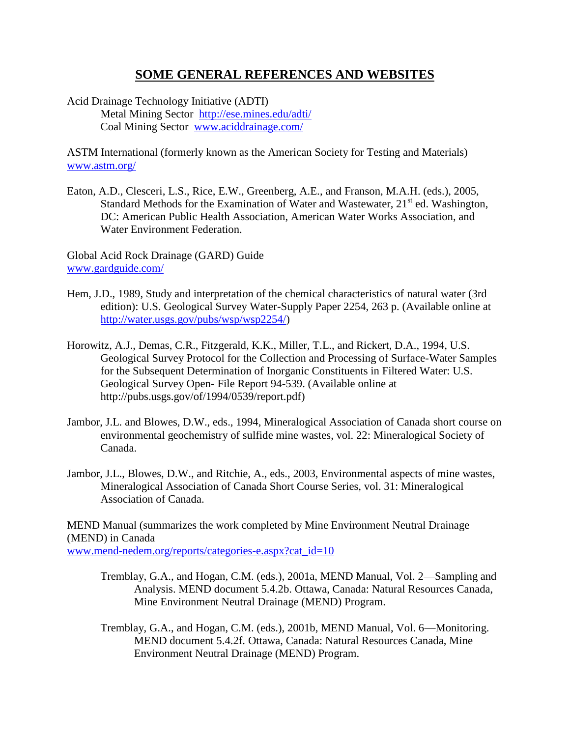## SOME GENERAL REFERENCES AND WEBSITES

Acid Drainage Technology Initiative (ADTI)

Metal Mining Sector http://ese.mines.edu/adti/

Coal Mining Sector www.aciddrainage.com/

ASTM International (formerly known as the American Society for Testing and Materials)
www.astm.org/

Eaton, A.D., Clesceri, L.S., Rice, E.W., Greenberg, A.E., and Franson, M.A.H. (eds.), 2005, Standard Methods for the Examination of Water and Wastewater, 21st ed. Washington, DC: American Public Health Association, American Water Works Association, and Water Environment Federation.

Global Acid Rock Drainage (GARD) Guide
www.gardguide.com/

Hem, J.D., 1989, Study and interpretation of the chemical characteristics of natural water (3rd edition): U.S. Geological Survey Water-Supply Paper 2254, 263 p. (Available online at http://water.usgs.gov/pubs/wsp/wsp2254/)

Horowitz, A.J., Demas, C.R., Fitzgerald, K.K., Miller, T.L., and Rickert, D.A., 1994, U.S. Geological Survey Protocol for the Collection and Processing of Surface-Water Samples for the Subsequent Determination of Inorganic Constituents in Filtered Water: U.S. Geological Survey Open- File Report 94-539. (Available online at http://pubs.usgs.gov/of/1994/0539/report.pdf)

Jambor, J.L. and Blowes, D.W., eds., 1994, Mineralogical Association of Canada short course on environmental geochemistry of sulfide mine wastes, vol. 22: Mineralogical Society of Canada.

Jambor, J.L., Blowes, D.W., and Ritchie, A., eds., 2003, Environmental aspects of mine wastes, Mineralogical Association of Canada Short Course Series, vol. 31: Mineralogical Association of Canada.

MEND Manual (summarizes the work completed by Mine Environment Neutral Drainage (MEND) in Canada
www.mend-nedem.org/reports/categories-e.aspx?cat_id=10

Tremblay, G.A., and Hogan, C.M. (eds.), 2001a, MEND Manual, Vol. 2—Sampling and Analysis. MEND document 5.4.2b. Ottawa, Canada: Natural Resources Canada, Mine Environment Neutral Drainage (MEND) Program.

Tremblay, G.A., and Hogan, C.M. (eds.), 2001b, MEND Manual, Vol. 6—Monitoring. MEND document 5.4.2f. Ottawa, Canada: Natural Resources Canada, Mine Environment Neutral Drainage (MEND) Program.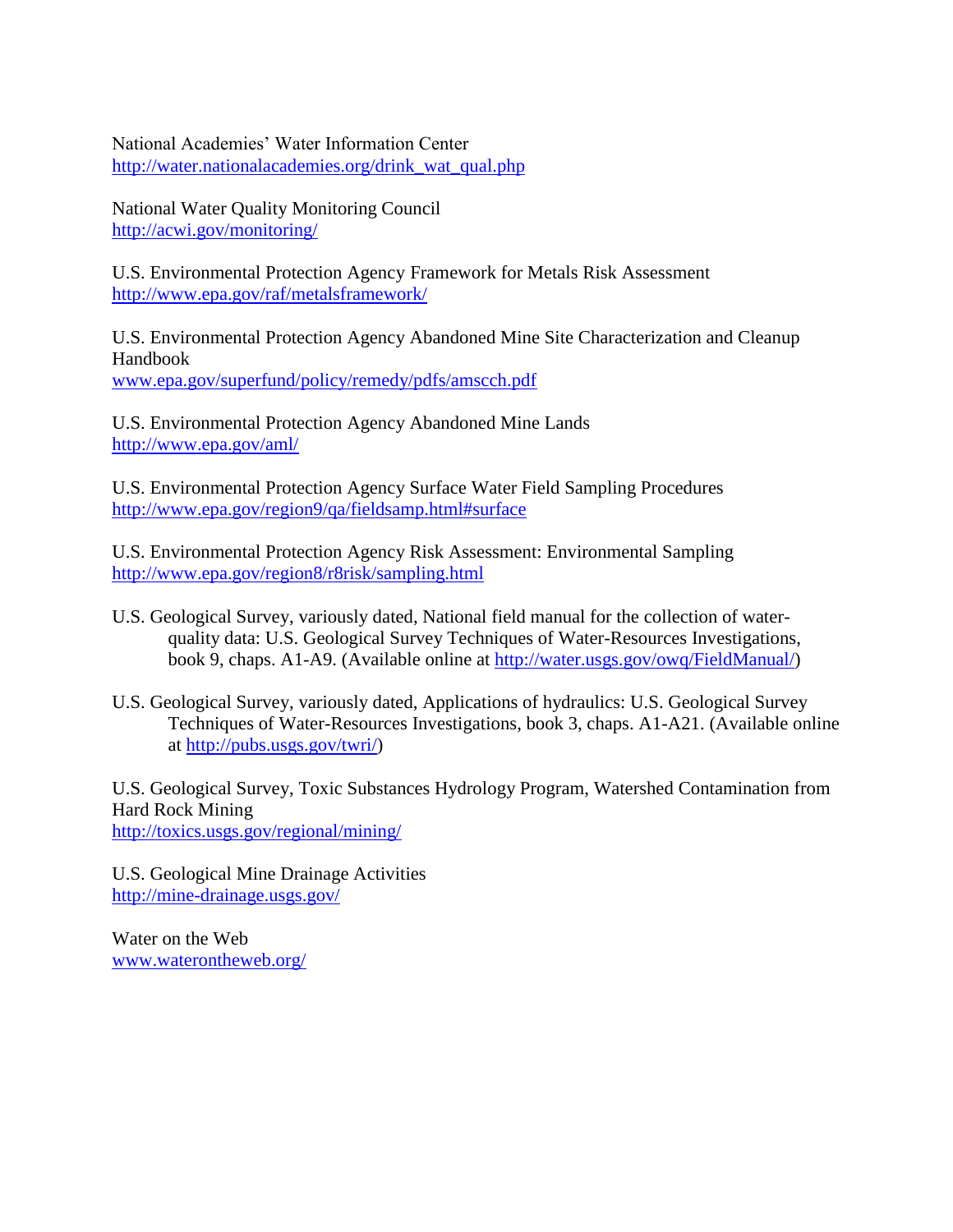National Academies' Water Information Center
http://water.nationalacademies.org/drink_wat_qual.php

National Water Quality Monitoring Council
http://acwi.gov/monitoring/

U.S. Environmental Protection Agency Framework for Metals Risk Assessment
http://www.epa.gov/raf/metalsframework/

U.S. Environmental Protection Agency Abandoned Mine Site Characterization and Cleanup Handbook
www.epa.gov/superfund/policy/remedy/pdfs/amscch.pdf

U.S. Environmental Protection Agency Abandoned Mine Lands
http://www.epa.gov/aml/

U.S. Environmental Protection Agency Surface Water Field Sampling Procedures
http://www.epa.gov/region9/qa/fieldsamp.html#surface

U.S. Environmental Protection Agency Risk Assessment: Environmental Sampling
http://www.epa.gov/region8/r8risk/sampling.html

U.S. Geological Survey, variously dated, National field manual for the collection of water-quality data: U.S. Geological Survey Techniques of Water-Resources Investigations, book 9, chaps. A1-A9. (Available online at http://water.usgs.gov/owq/FieldManual/)

U.S. Geological Survey, variously dated, Applications of hydraulics: U.S. Geological Survey Techniques of Water-Resources Investigations, book 3, chaps. A1-A21. (Available online at http://pubs.usgs.gov/twri/)

U.S. Geological Survey, Toxic Substances Hydrology Program, Watershed Contamination from Hard Rock Mining
http://toxics.usgs.gov/regional/mining/

U.S. Geological Mine Drainage Activities
http://mine-drainage.usgs.gov/

Water on the Web
www.waterontheweb.org/